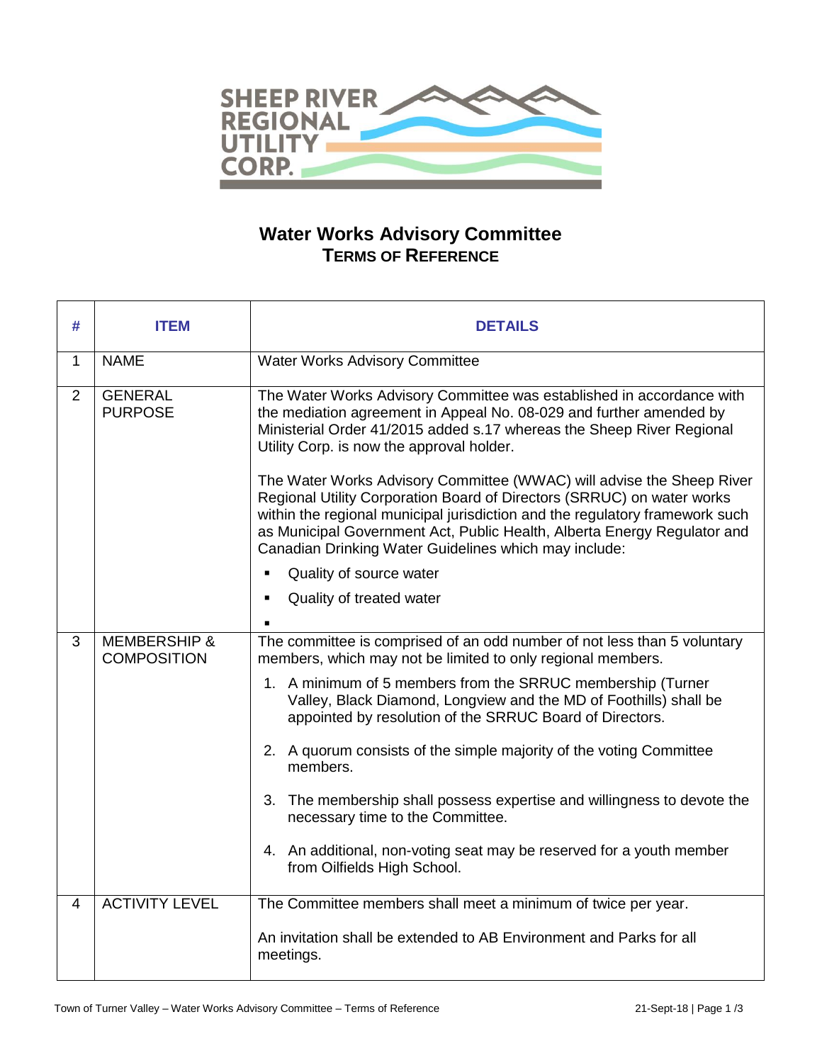# Water Works Advisory Committee

## TERMS OF REFERENCE

| # | ITEM | DETAILS |
|---|---|---|
| 1 | NAME | Water Works Advisory Committee |
| 2 | GENERAL PURPOSE | The Water Works Advisory Committee was established in accordance with the mediation agreement in Appeal No. 08-029 and further amended by Ministerial Order 41/2015 added s.17 whereas the Sheep River Regional Utility Corp. is now the approval holder.<br><br>The Water Works Advisory Committee (WWAC) will advise the Sheep River Regional Utility Corporation Board of Directors (SRRUC) on water works within the regional municipal jurisdiction and the regulatory framework such as Municipal Government Act, Public Health, Alberta Energy Regulator and Canadian Drinking Water Guidelines which may include:<br>▪ Quality of source water<br>▪ Quality of treated water<br>▪ |
| 3 | MEMBERSHIP & COMPOSITION | The committee is comprised of an odd number of not less than 5 voluntary members, which may not be limited to only regional members.<br>1. A minimum of 5 members from the SRRUC membership (Turner Valley, Black Diamond, Longview and the MD of Foothills) shall be appointed by resolution of the SRRUC Board of Directors.<br>2. A quorum consists of the simple majority of the voting Committee members.<br>3. The membership shall possess expertise and willingness to devote the necessary time to the Committee.<br>4. An additional, non-voting seat may be reserved for a youth member from Oilfields High School. |
| 4 | ACTIVITY LEVEL | The Committee members shall meet a minimum of twice per year.<br><br>An invitation shall be extended to AB Environment and Parks for all meetings. |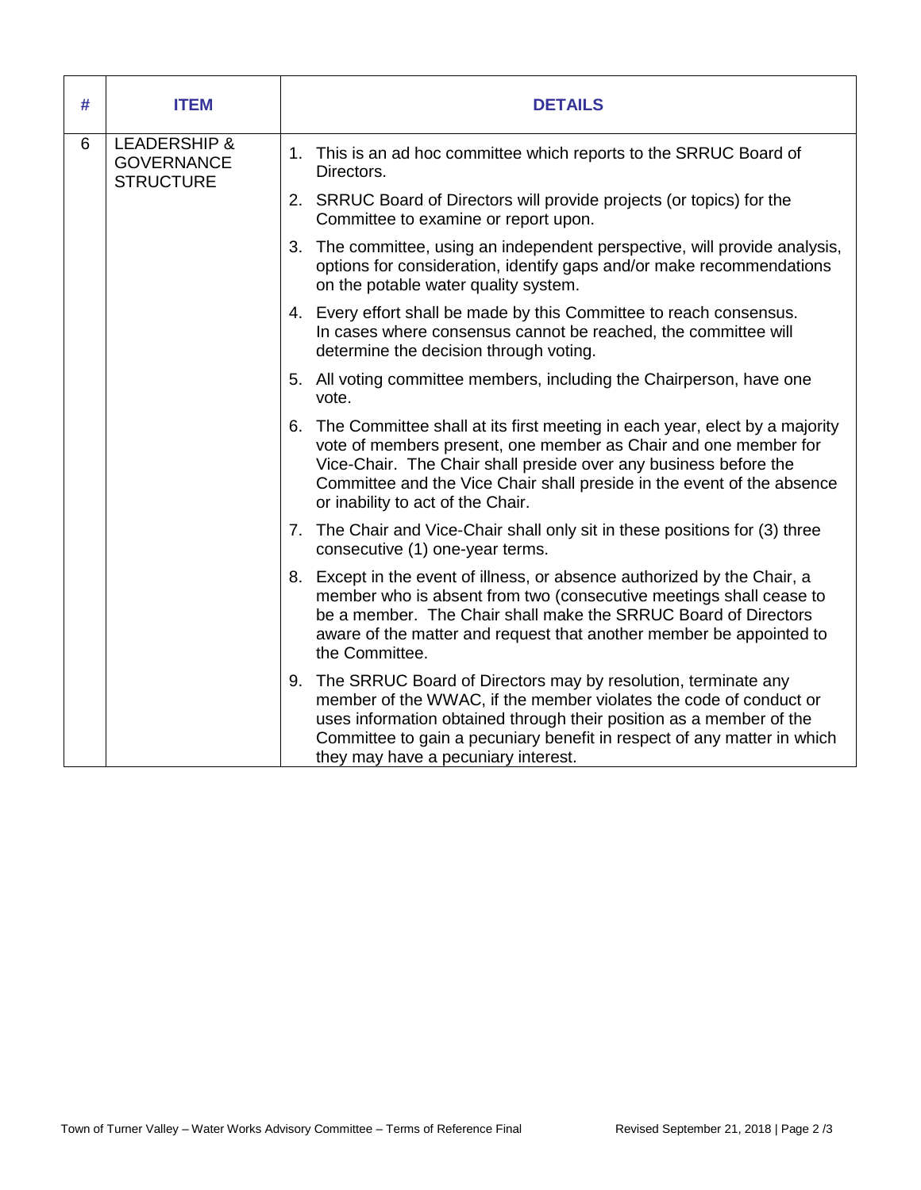| # | ITEM | DETAILS |
|---|---|---|
| 6 | LEADERSHIP & GOVERNANCE STRUCTURE | 1. This is an ad hoc committee which reports to the SRRUC Board of Directors.<br>2. SRRUC Board of Directors will provide projects (or topics) for the Committee to examine or report upon.<br>3. The committee, using an independent perspective, will provide analysis, options for consideration, identify gaps and/or make recommendations on the potable water quality system.<br>4. Every effort shall be made by this Committee to reach consensus. In cases where consensus cannot be reached, the committee will determine the decision through voting.<br>5. All voting committee members, including the Chairperson, have one vote.<br>6. The Committee shall at its first meeting in each year, elect by a majority vote of members present, one member as Chair and one member for Vice-Chair. The Chair shall preside over any business before the Committee and the Vice Chair shall preside in the event of the absence or inability to act of the Chair.<br>7. The Chair and Vice-Chair shall only sit in these positions for (3) three consecutive (1) one-year terms.<br>8. Except in the event of illness, or absence authorized by the Chair, a member who is absent from two (consecutive meetings shall cease to be a member. The Chair shall make the SRRUC Board of Directors aware of the matter and request that another member be appointed to the Committee.<br>9. The SRRUC Board of Directors may by resolution, terminate any member of the WWAC, if the member violates the code of conduct or uses information obtained through their position as a member of the Committee to gain a pecuniary benefit in respect of any matter in which they may have a pecuniary interest. |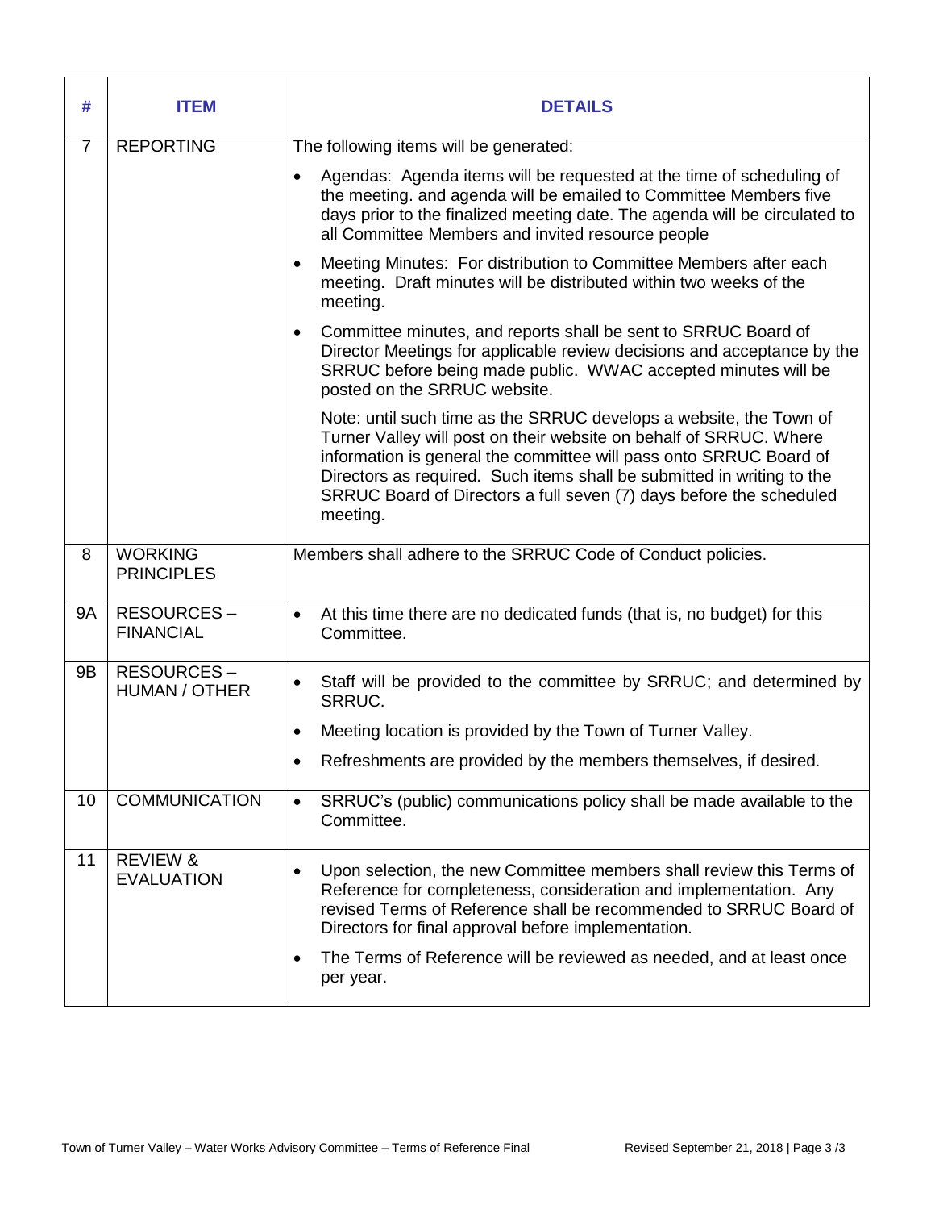| # | ITEM | DETAILS |
|---|---|---|
| 7 | REPORTING | The following items will be generated:<br>• Agendas: Agenda items will be requested at the time of scheduling of the meeting. and agenda will be emailed to Committee Members five days prior to the finalized meeting date. The agenda will be circulated to all Committee Members and invited resource people<br>• Meeting Minutes: For distribution to Committee Members after each meeting. Draft minutes will be distributed within two weeks of the meeting.<br>• Committee minutes, and reports shall be sent to SRRUC Board of Director Meetings for applicable review decisions and acceptance by the SRRUC before being made public. WWAC accepted minutes will be posted on the SRRUC website.<br>Note: until such time as the SRRUC develops a website, the Town of Turner Valley will post on their website on behalf of SRRUC. Where information is general the committee will pass onto SRRUC Board of Directors as required. Such items shall be submitted in writing to the SRRUC Board of Directors a full seven (7) days before the scheduled meeting. |
| 8 | WORKING PRINCIPLES | Members shall adhere to the SRRUC Code of Conduct policies. |
| 9A | RESOURCES – FINANCIAL | • At this time there are no dedicated funds (that is, no budget) for this Committee. |
| 9B | RESOURCES – HUMAN / OTHER | • Staff will be provided to the committee by SRRUC; and determined by SRRUC.<br>• Meeting location is provided by the Town of Turner Valley.<br>• Refreshments are provided by the members themselves, if desired. |
| 10 | COMMUNICATION | • SRRUC's (public) communications policy shall be made available to the Committee. |
| 11 | REVIEW & EVALUATION | • Upon selection, the new Committee members shall review this Terms of Reference for completeness, consideration and implementation. Any revised Terms of Reference shall be recommended to SRRUC Board of Directors for final approval before implementation.<br>• The Terms of Reference will be reviewed as needed, and at least once per year. |